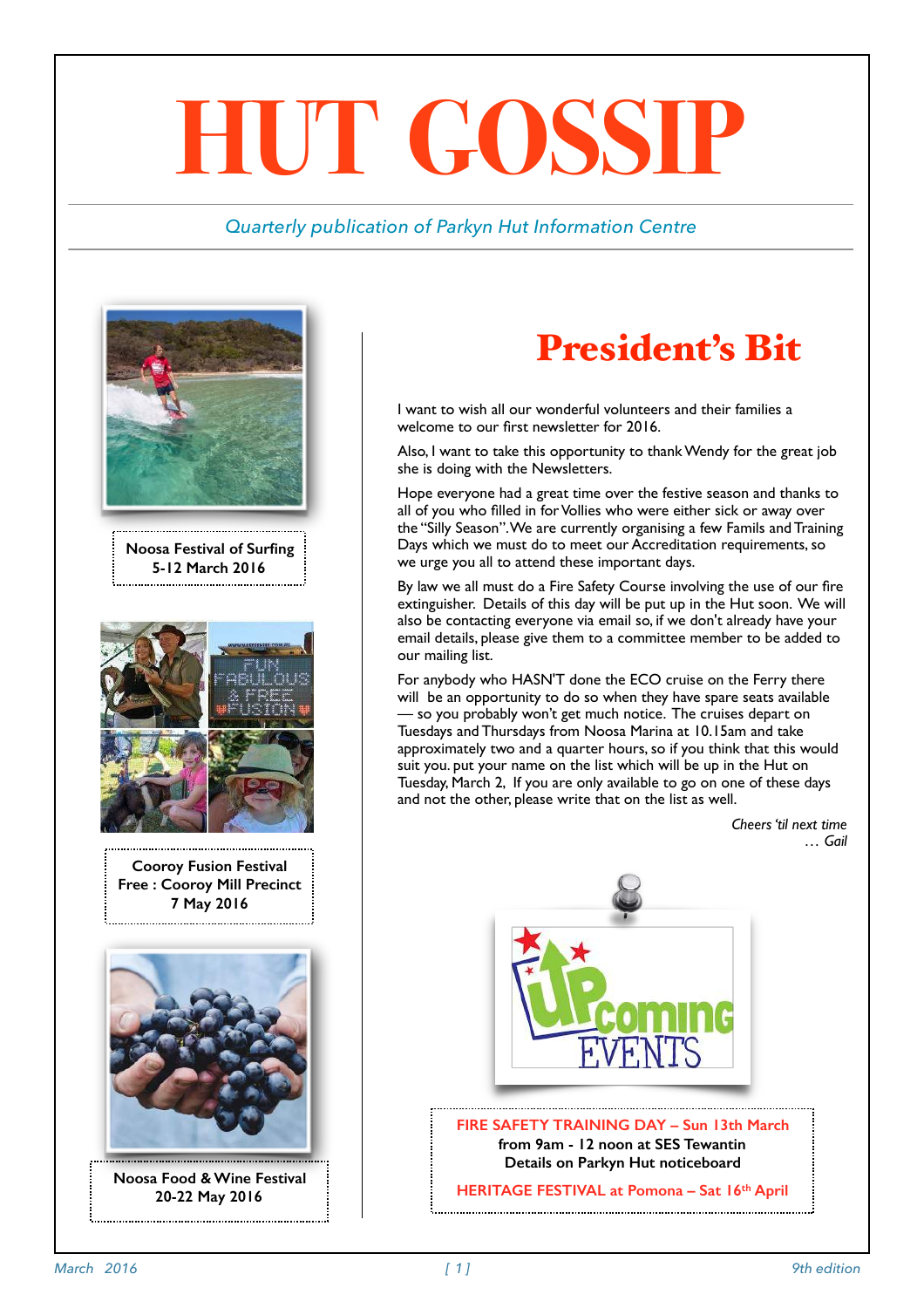# HUT GOSSIP

*Quarterly publication of Parkyn Hut Information Centre*

## President's Bit

I want to wish all our wonderful volunteers and their families a welcome to our first newsletter for 2016.

Also, I want to take this opportunity to thank Wendy for the great job she is doing with the Newsletters.

Hope everyone had a great time over the festive season and thanks to all of you who filled in for Vollies who were either sick or away over the "Silly Season". We are currently organising a few Famils and Training Days which we must do to meet our Accreditation requirements, so we urge you all to attend these important days.

By law we all must do a Fire Safety Course involving the use of our fire extinguisher. Details of this day will be put up in the Hut soon. We will also be contacting everyone via email so, if we don't already have your email details, please give them to a committee member to be added to our mailing list.

For anybody who HASN'T done the ECO cruise on the Ferry there will be an opportunity to do so when they have spare seats available — so you probably won't get much notice. The cruises depart on Tuesdays and Thursdays from Noosa Marina at 10.15am and take approximately two and a quarter hours, so if you think that this would suit you. put your name on the list which will be up in the Hut on Tuesday, March 2, If you are only available to go on one of these days and not the other, please write that on the list as well.

*Cheers 'til next time*
*… Gail*

**Noosa Festival of Surfing**
**5-12 March 2016**

**Cooroy Fusion Festival**
**Free : Cooroy Mill Precinct**
**7 May 2016**

**Noosa Food & Wine Festival**
**20-22 May 2016**

### Upcoming Events

**FIRE SAFETY TRAINING DAY – Sun 13th March**
**from 9am - 12 noon at SES Tewantin**
**Details on Parkyn Hut noticeboard**

**HERITAGE FESTIVAL at Pomona – Sat 16th April**

*March 2016* *9th edition*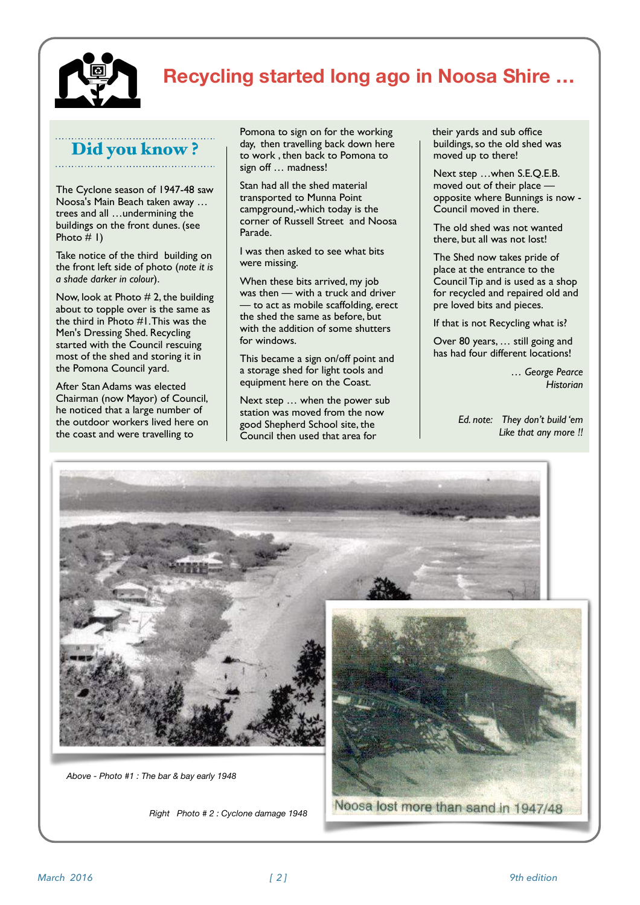# Recycling started long ago in Noosa Shire …

## Did you know ?

The Cyclone season of 1947-48 saw Noosa's Main Beach taken away … trees and all …undermining the buildings on the front dunes. (see Photo # 1)

Take notice of the third building on the front left side of photo (*note it is a shade darker in colour*).

Now, look at Photo # 2, the building about to topple over is the same as the third in Photo #1. This was the Men's Dressing Shed. Recycling started with the Council rescuing most of the shed and storing it in the Pomona Council yard.

After Stan Adams was elected Chairman (now Mayor) of Council, he noticed that a large number of the outdoor workers lived here on the coast and were travelling to Pomona to sign on for the working day, then travelling back down here to work , then back to Pomona to sign off … madness!

Stan had all the shed material transported to Munna Point campground,-which today is the corner of Russell Street and Noosa Parade.

I was then asked to see what bits were missing.

When these bits arrived, my job was then — with a truck and driver — to act as mobile scaffolding, erect the shed the same as before, but with the addition of some shutters for windows.

This became a sign on/off point and a storage shed for light tools and equipment here on the Coast.

Next step … when the power sub station was moved from the now good Shepherd School site, the Council then used that area for their yards and sub office buildings, so the old shed was moved up to there!

Next step …when S.E.Q.E.B. moved out of their place — opposite where Bunnings is now - Council moved in there.

The old shed was not wanted there, but all was not lost!

The Shed now takes pride of place at the entrance to the Council Tip and is used as a shop for recycled and repaired old and pre loved bits and pieces.

If that is not Recycling what is?

Over 80 years, … still going and has had four different locations!

*… George Pearce*
*Historian*

*Ed. note: They don't build 'em Like that any more !!*

*Above - Photo #1 : The bar & bay early 1948*

Noosa lost more than sand in 1947/48

*Right Photo # 2 : Cyclone damage 1948*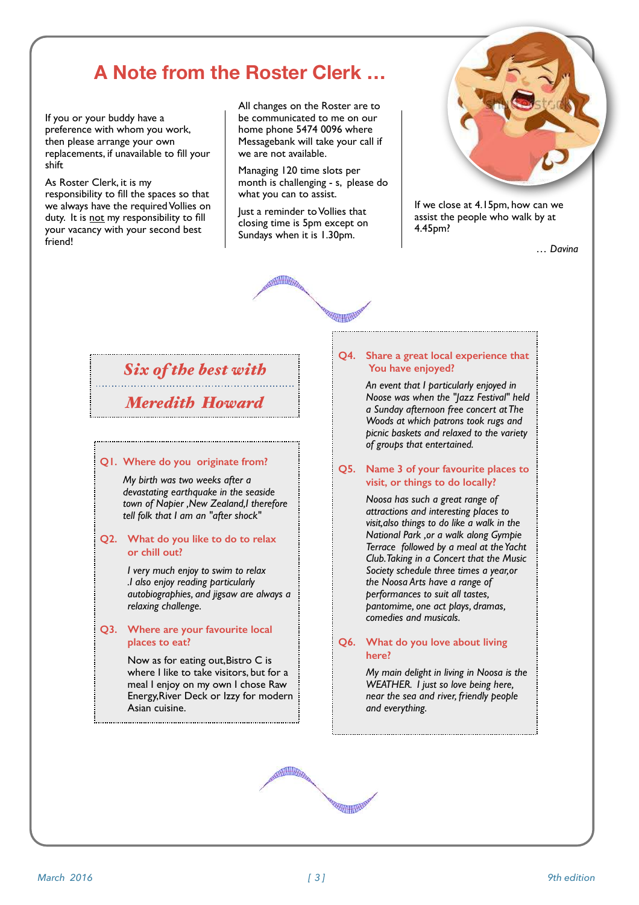## A Note from the Roster Clerk …

If you or your buddy have a preference with whom you work, then please arrange your own replacements, if unavailable to fill your shift

As Roster Clerk, it is my responsibility to fill the spaces so that we always have the required Vollies on duty. It is not my responsibility to fill your vacancy with your second best friend!

All changes on the Roster are to be communicated to me on our home phone 5474 0096 where Messagebank will take your call if we are not available.

Managing 120 time slots per month is challenging - s, please do what you can to assist.

Just a reminder to Vollies that closing time is 5pm except on Sundays when it is 1.30pm.

If we close at 4.15pm, how can we assist the people who walk by at 4.45pm?

*… Davina*

## *Six of the best with Meredith Howard*

**Q1. Where do you originate from?**

*My birth was two weeks after a devastating earthquake in the seaside town of Napier ,New Zealand,I therefore tell folk that I am an "after shock"*

**Q2. What do you like to do to relax or chill out?**

*I very much enjoy to swim to relax .I also enjoy reading particularly autobiographies, and jigsaw are always a relaxing challenge.*

**Q3. Where are your favourite local places to eat?**

Now as for eating out,Bistro C is where I like to take visitors, but for a meal I enjoy on my own I chose Raw Energy,River Deck or Izzy for modern Asian cuisine.

**Q4. Share a great local experience that You have enjoyed?**

*An event that I particularly enjoyed in Noose was when the "Jazz Festival" held a Sunday afternoon free concert at The Woods at which patrons took rugs and picnic baskets and relaxed to the variety of groups that entertained.*

**Q5. Name 3 of your favourite places to visit, or things to do locally?**

*Noosa has such a great range of attractions and interesting places to visit,also things to do like a walk in the National Park ,or a walk along Gympie Terrace followed by a meal at the Yacht Club.Taking in a Concert that the Music Society schedule three times a year,or the Noosa Arts have a range of performances to suit all tastes, pantomime, one act plays, dramas, comedies and musicals.*

**Q6. What do you love about living here?**

*My main delight in living in Noosa is the WEATHER. I just so love being here, near the sea and river, friendly people and everything.*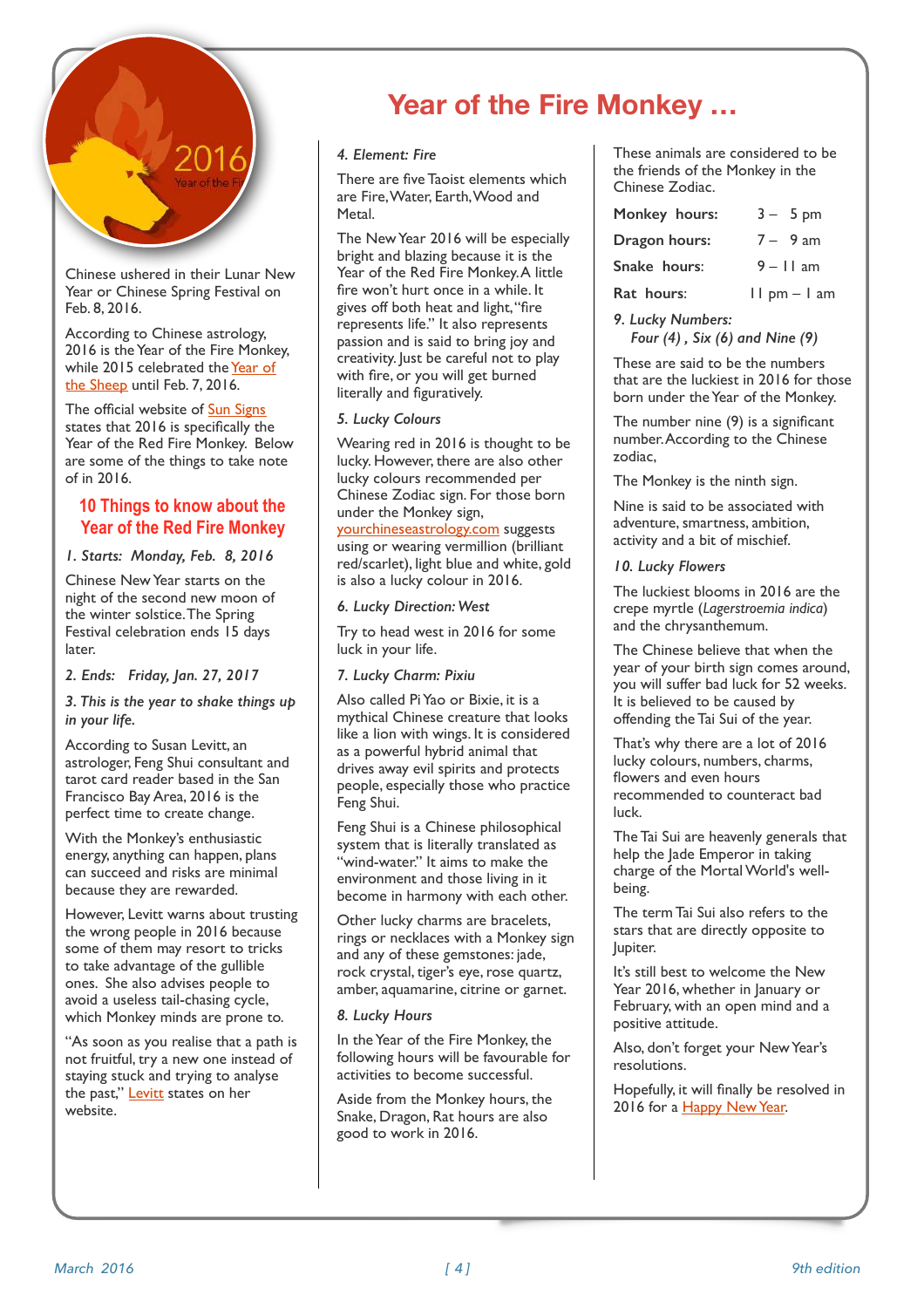# Year of the Fire Monkey ...

Chinese ushered in their Lunar New Year or Chinese Spring Festival on Feb. 8, 2016.

According to Chinese astrology, 2016 is the Year of the Fire Monkey, while 2015 celebrated the Year of the Sheep until Feb. 7, 2016.

The official website of Sun Signs states that 2016 is specifically the Year of the Red Fire Monkey. Below are some of the things to take note of in 2016.

## 10 Things to know about the Year of the Red Fire Monkey

*1. Starts: Monday, Feb. 8, 2016*

Chinese New Year starts on the night of the second new moon of the winter solstice. The Spring Festival celebration ends 15 days later.

*2. Ends: Friday, Jan. 27, 2017*

*3. This is the year to shake things up in your life.*

According to Susan Levitt, an astrologer, Feng Shui consultant and tarot card reader based in the San Francisco Bay Area, 2016 is the perfect time to create change.

With the Monkey's enthusiastic energy, anything can happen, plans can succeed and risks are minimal because they are rewarded.

However, Levitt warns about trusting the wrong people in 2016 because some of them may resort to tricks to take advantage of the gullible ones. She also advises people to avoid a useless tail-chasing cycle, which Monkey minds are prone to.

"As soon as you realise that a path is not fruitful, try a new one instead of staying stuck and trying to analyse the past," Levitt states on her website.

*4. Element: Fire*

There are five Taoist elements which are Fire, Water, Earth, Wood and Metal.

The New Year 2016 will be especially bright and blazing because it is the Year of the Red Fire Monkey. A little fire won't hurt once in a while. It gives off both heat and light, "fire represents life." It also represents passion and is said to bring joy and creativity. Just be careful not to play with fire, or you will get burned literally and figuratively.

*5. Lucky Colours*

Wearing red in 2016 is thought to be lucky. However, there are also other lucky colours recommended per Chinese Zodiac sign. For those born under the Monkey sign, yourchineseastrology.com suggests using or wearing vermillion (brilliant red/scarlet), light blue and white, gold is also a lucky colour in 2016.

*6. Lucky Direction: West*

Try to head west in 2016 for some luck in your life.

*7. Lucky Charm: Pixiu*

Also called Pi Yao or Bixie, it is a mythical Chinese creature that looks like a lion with wings. It is considered as a powerful hybrid animal that drives away evil spirits and protects people, especially those who practice Feng Shui.

Feng Shui is a Chinese philosophical system that is literally translated as "wind-water." It aims to make the environment and those living in it become in harmony with each other.

Other lucky charms are bracelets, rings or necklaces with a Monkey sign and any of these gemstones: jade, rock crystal, tiger's eye, rose quartz, amber, aquamarine, citrine or garnet.

*8. Lucky Hours*

In the Year of the Fire Monkey, the following hours will be favourable for activities to become successful.

Aside from the Monkey hours, the Snake, Dragon, Rat hours are also good to work in 2016.

These animals are considered to be the friends of the Monkey in the Chinese Zodiac.

| | |
|---|---|
| **Monkey hours:** | 3 – 5 pm |
| **Dragon hours:** | 7 – 9 am |
| **Snake hours:** | 9 – 11 am |
| **Rat hours:** | 11 pm – 1 am |

*9. Lucky Numbers:*
*Four (4), Six (6) and Nine (9)*

These are said to be the numbers that are the luckiest in 2016 for those born under the Year of the Monkey.

The number nine (9) is a significant number. According to the Chinese zodiac,

The Monkey is the ninth sign.

Nine is said to be associated with adventure, smartness, ambition, activity and a bit of mischief.

*10. Lucky Flowers*

The luckiest blooms in 2016 are the crepe myrtle (*Lagerstroemia indica*) and the chrysanthemum.

The Chinese believe that when the year of your birth sign comes around, you will suffer bad luck for 52 weeks. It is believed to be caused by offending the Tai Sui of the year.

That's why there are a lot of 2016 lucky colours, numbers, charms, flowers and even hours recommended to counteract bad luck.

The Tai Sui are heavenly generals that help the Jade Emperor in taking charge of the Mortal World's well-being.

The term Tai Sui also refers to the stars that are directly opposite to Jupiter.

It's still best to welcome the New Year 2016, whether in January or February, with an open mind and a positive attitude.

Also, don't forget your New Year's resolutions.

Hopefully, it will finally be resolved in 2016 for a Happy New Year.